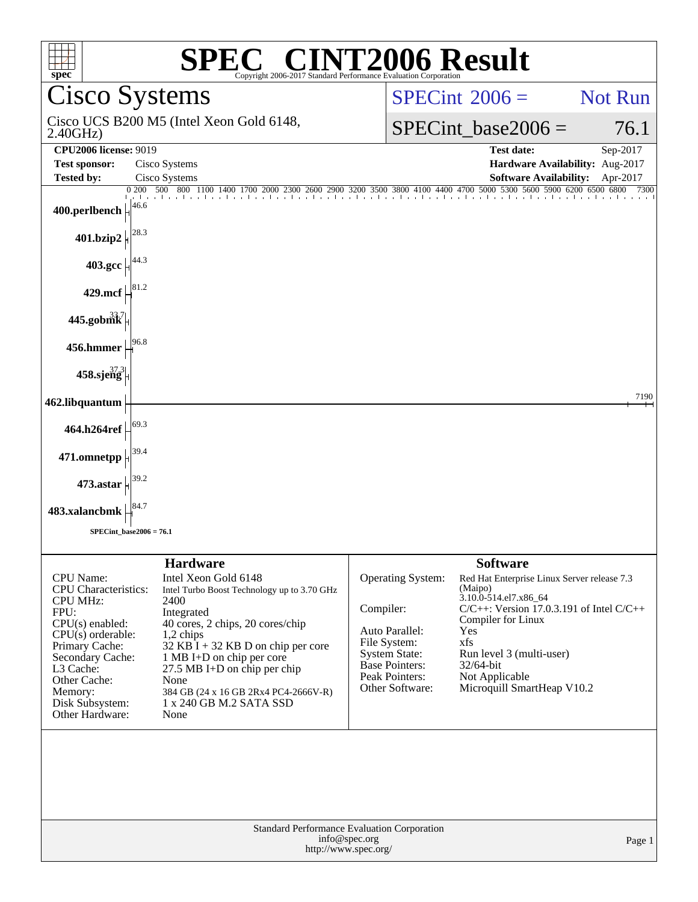# SPEC® CINT2006 Result

Copyright 2006-2017 Standard Performance Evaluation Corporation

## Cisco Systems

Cisco UCS B200 M5 (Intel Xeon Gold 6148, 2.40GHz)

SPECint 2006 = Not Run

SPECint_base2006 = 76.1

| | | | |
|---|---|---|---|
| **CPU2006 license:** 9019 | | **Test date:** | Sep-2017 |
| **Test sponsor:** | Cisco Systems | **Hardware Availability:** | Aug-2017 |
| **Tested by:** | Cisco Systems | **Software Availability:** | Apr-2017 |

| Benchmark | Base ratio |
|---|---|
| 400.perlbench | 46.6 |
| 401.bzip2 | 28.3 |
| 403.gcc | 44.3 |
| 429.mcf | 81.2 |
| 445.gobmk | 33.7 |
| 456.hmmer | 96.8 |
| 458.sjeng | 37.3 |
| 462.libquantum | 7190 |
| 464.h264ref | 69.3 |
| 471.omnetpp | 39.4 |
| 473.astar | 39.2 |
| 483.xalancbmk | 84.7 |

SPECint_base2006 = 76.1

### Hardware

| | |
|---|---|
| CPU Name: | Intel Xeon Gold 6148 |
| CPU Characteristics: | Intel Turbo Boost Technology up to 3.70 GHz |
| CPU MHz: | 2400 |
| FPU: | Integrated |
| CPU(s) enabled: | 40 cores, 2 chips, 20 cores/chip |
| CPU(s) orderable: | 1,2 chips |
| Primary Cache: | 32 KB I + 32 KB D on chip per core |
| Secondary Cache: | 1 MB I+D on chip per core |
| L3 Cache: | 27.5 MB I+D on chip per chip |
| Other Cache: | None |
| Memory: | 384 GB (24 x 16 GB 2Rx4 PC4-2666V-R) |
| Disk Subsystem: | 1 x 240 GB M.2 SATA SSD |
| Other Hardware: | None |

### Software

| | |
|---|---|
| Operating System: | Red Hat Enterprise Linux Server release 7.3 (Maipo) 3.10.0-514.el7.x86_64 |
| Compiler: | C/C++: Version 17.0.3.191 of Intel C/C++ Compiler for Linux |
| Auto Parallel: | Yes |
| File System: | xfs |
| System State: | Run level 3 (multi-user) |
| Base Pointers: | 32/64-bit |
| Peak Pointers: | Not Applicable |
| Other Software: | Microquill SmartHeap V10.2 |

Standard Performance Evaluation Corporation
info@spec.org
http://www.spec.org/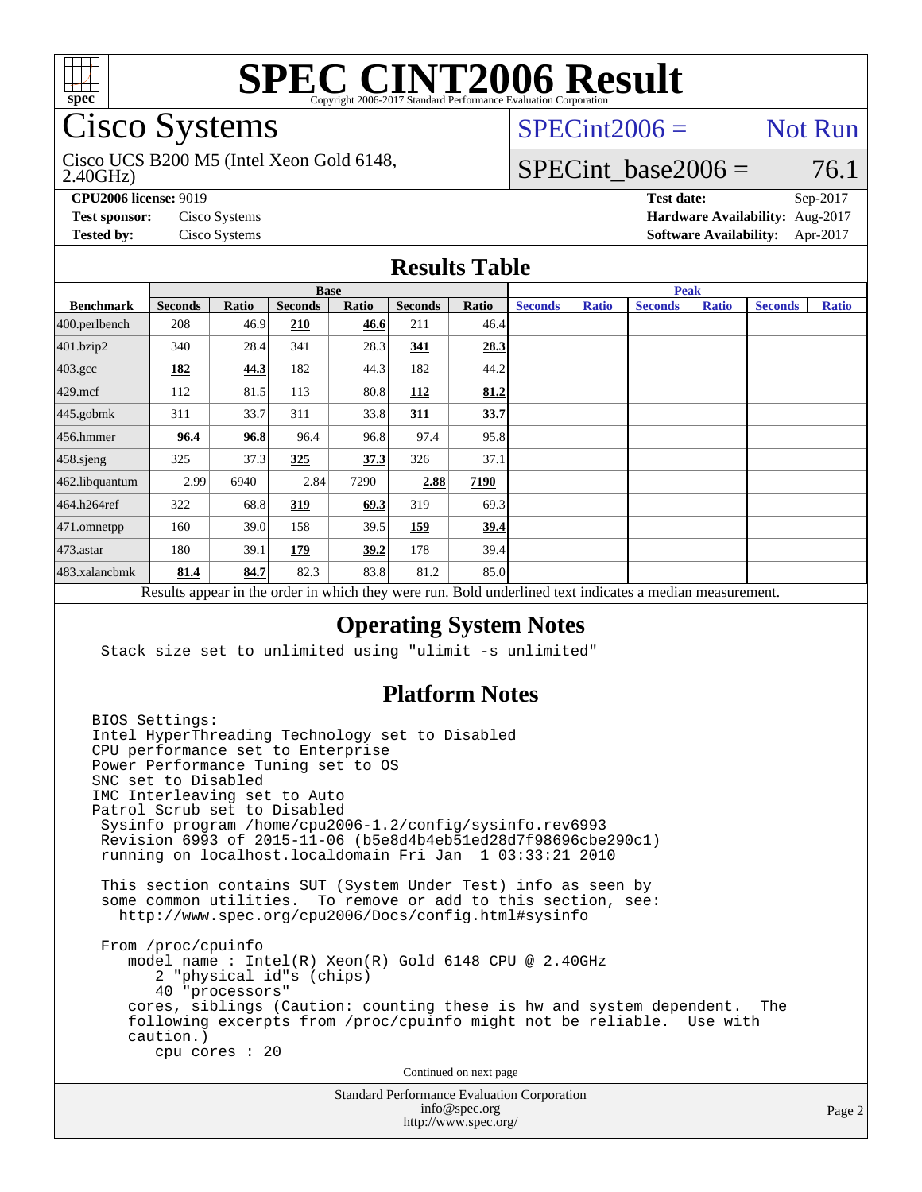# SPEC CINT2006 Result

Copyright 2006-2017 Standard Performance Evaluation Corporation

## Cisco Systems

Cisco UCS B200 M5 (Intel Xeon Gold 6148, 2.40GHz)

SPECint2006 = Not Run

SPECint_base2006 = 76.1

**CPU2006 license:** 9019
**Test sponsor:** Cisco Systems
**Tested by:** Cisco Systems

**Test date:** Sep-2017
**Hardware Availability:** Aug-2017
**Software Availability:** Apr-2017

## Results Table

| Benchmark | Base | | | | | | Peak | | | | | |
|---|---|---|---|---|---|---|---|---|---|---|---|---|
| | Seconds | Ratio | Seconds | Ratio | Seconds | Ratio | Seconds | Ratio | Seconds | Ratio | Seconds | Ratio |
| 400.perlbench | 208 | 46.9 | **210** | **46.6** | 211 | 46.4 | | | | | | |
| 401.bzip2 | 340 | 28.4 | 341 | 28.3 | **341** | **28.3** | | | | | | |
| 403.gcc | **182** | **44.3** | 182 | 44.3 | 182 | 44.2 | | | | | | |
| 429.mcf | 112 | 81.5 | 113 | 80.8 | **112** | **81.2** | | | | | | |
| 445.gobmk | 311 | 33.7 | 311 | 33.8 | **311** | **33.7** | | | | | | |
| 456.hmmer | **96.4** | **96.8** | 96.4 | 96.8 | 97.4 | 95.8 | | | | | | |
| 458.sjeng | 325 | 37.3 | **325** | **37.3** | 326 | 37.1 | | | | | | |
| 462.libquantum | 2.99 | 6940 | 2.84 | 7290 | **2.88** | **7190** | | | | | | |
| 464.h264ref | 322 | 68.8 | **319** | **69.3** | 319 | 69.3 | | | | | | |
| 471.omnetpp | 160 | 39.0 | 158 | 39.5 | **159** | **39.4** | | | | | | |
| 473.astar | 180 | 39.1 | **179** | **39.2** | 178 | 39.4 | | | | | | |
| 483.xalancbmk | **81.4** | **84.7** | 82.3 | 83.8 | 81.2 | 85.0 | | | | | | |

Results appear in the order in which they were run. Bold underlined text indicates a median measurement.

## Operating System Notes

```
Stack size set to unlimited using "ulimit -s unlimited"
```

## Platform Notes

```
BIOS Settings:
Intel HyperThreading Technology set to Disabled
CPU performance set to Enterprise
Power Performance Tuning set to OS
SNC set to Disabled
IMC Interleaving set to Auto
Patrol Scrub set to Disabled
 Sysinfo program /home/cpu2006-1.2/config/sysinfo.rev6993
 Revision 6993 of 2015-11-06 (b5e8d4b4eb51ed28d7f98696cbe290c1)
 running on localhost.localdomain Fri Jan  1 03:33:21 2010

 This section contains SUT (System Under Test) info as seen by
 some common utilities.  To remove or add to this section, see:
   http://www.spec.org/cpu2006/Docs/config.html#sysinfo

 From /proc/cpuinfo
    model name : Intel(R) Xeon(R) Gold 6148 CPU @ 2.40GHz
       2 "physical id"s (chips)
       40 "processors"
    cores, siblings (Caution: counting these is hw and system dependent.  The
    following excerpts from /proc/cpuinfo might not be reliable.  Use with
    caution.)
       cpu cores : 20
```

Continued on next page

Standard Performance Evaluation Corporation
info@spec.org
http://www.spec.org/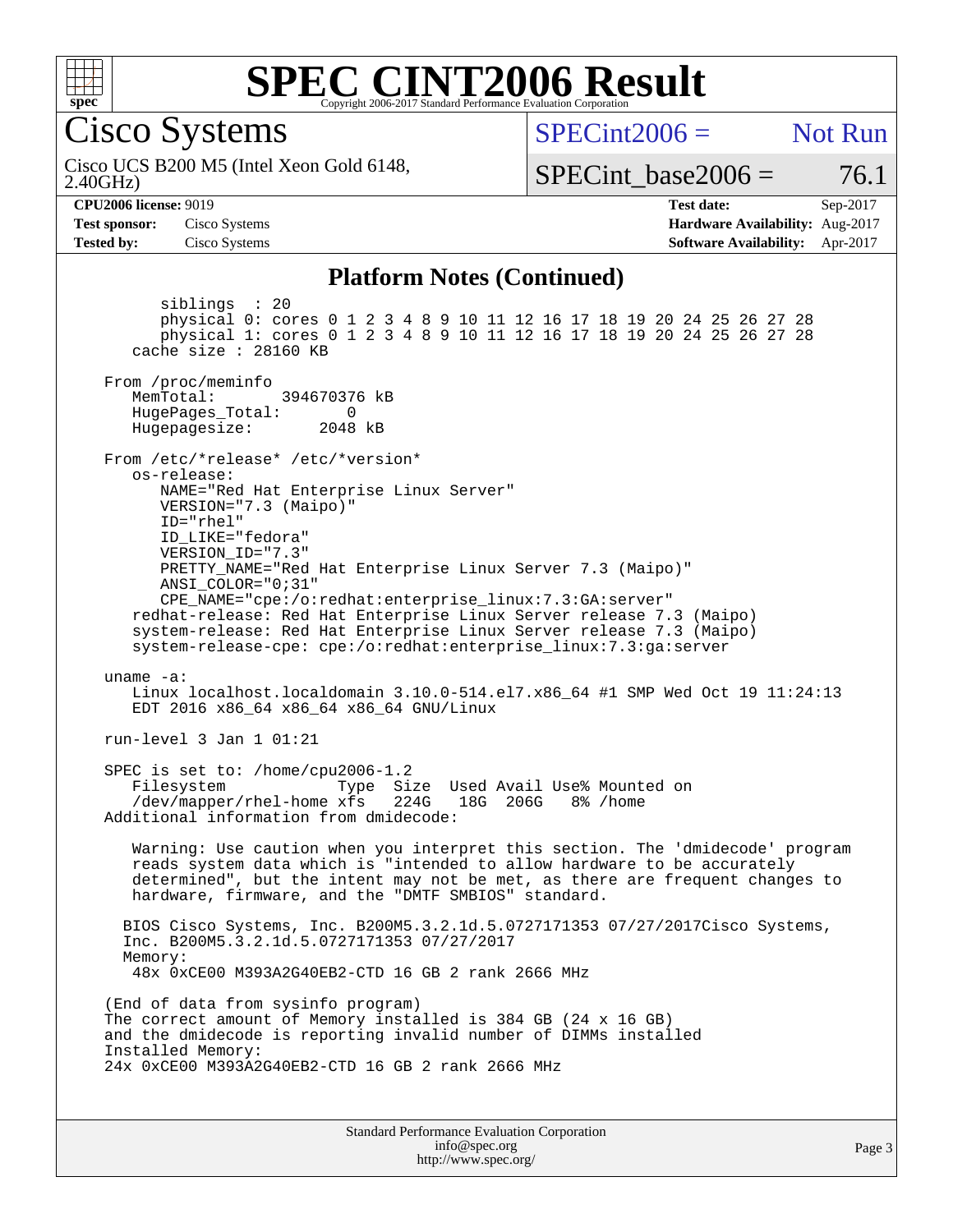## Platform Notes (Continued)

```
        siblings  : 20
        physical 0: cores 0 1 2 3 4 8 9 10 11 12 16 17 18 19 20 24 25 26 27 28
        physical 1: cores 0 1 2 3 4 8 9 10 11 12 16 17 18 19 20 24 25 26 27 28
     cache size : 28160 KB

 From /proc/meminfo
     MemTotal:       394670376 kB
     HugePages_Total:       0
     Hugepagesize:       2048 kB

 From /etc/*release* /etc/*version*
     os-release:
        NAME="Red Hat Enterprise Linux Server"
        VERSION="7.3 (Maipo)"
        ID="rhel"
        ID_LIKE="fedora"
        VERSION_ID="7.3"
        PRETTY_NAME="Red Hat Enterprise Linux Server 7.3 (Maipo)"
        ANSI_COLOR="0;31"
        CPE_NAME="cpe:/o:redhat:enterprise_linux:7.3:GA:server"
     redhat-release: Red Hat Enterprise Linux Server release 7.3 (Maipo)
     system-release: Red Hat Enterprise Linux Server release 7.3 (Maipo)
     system-release-cpe: cpe:/o:redhat:enterprise_linux:7.3:ga:server

 uname -a:
     Linux localhost.localdomain 3.10.0-514.el7.x86_64 #1 SMP Wed Oct 19 11:24:13
     EDT 2016 x86_64 x86_64 x86_64 GNU/Linux

 run-level 3 Jan 1 01:21

 SPEC is set to: /home/cpu2006-1.2
     Filesystem            Type  Size  Used Avail Use% Mounted on
     /dev/mapper/rhel-home xfs   224G   18G  206G   8% /home
 Additional information from dmidecode:

     Warning: Use caution when you interpret this section. The 'dmidecode' program
     reads system data which is "intended to allow hardware to be accurately
     determined", but the intent may not be met, as there are frequent changes to
     hardware, firmware, and the "DMTF SMBIOS" standard.

    BIOS Cisco Systems, Inc. B200M5.3.2.1d.5.0727171353 07/27/2017Cisco Systems,
    Inc. B200M5.3.2.1d.5.0727171353 07/27/2017
    Memory:
     48x 0xCE00 M393A2G40EB2-CTD 16 GB 2 rank 2666 MHz

 (End of data from sysinfo program)
 The correct amount of Memory installed is 384 GB (24 x 16 GB)
 and the dmidecode is reporting invalid number of DIMMs installed
 Installed Memory:
 24x 0xCE00 M393A2G40EB2-CTD 16 GB 2 rank 2666 MHz
```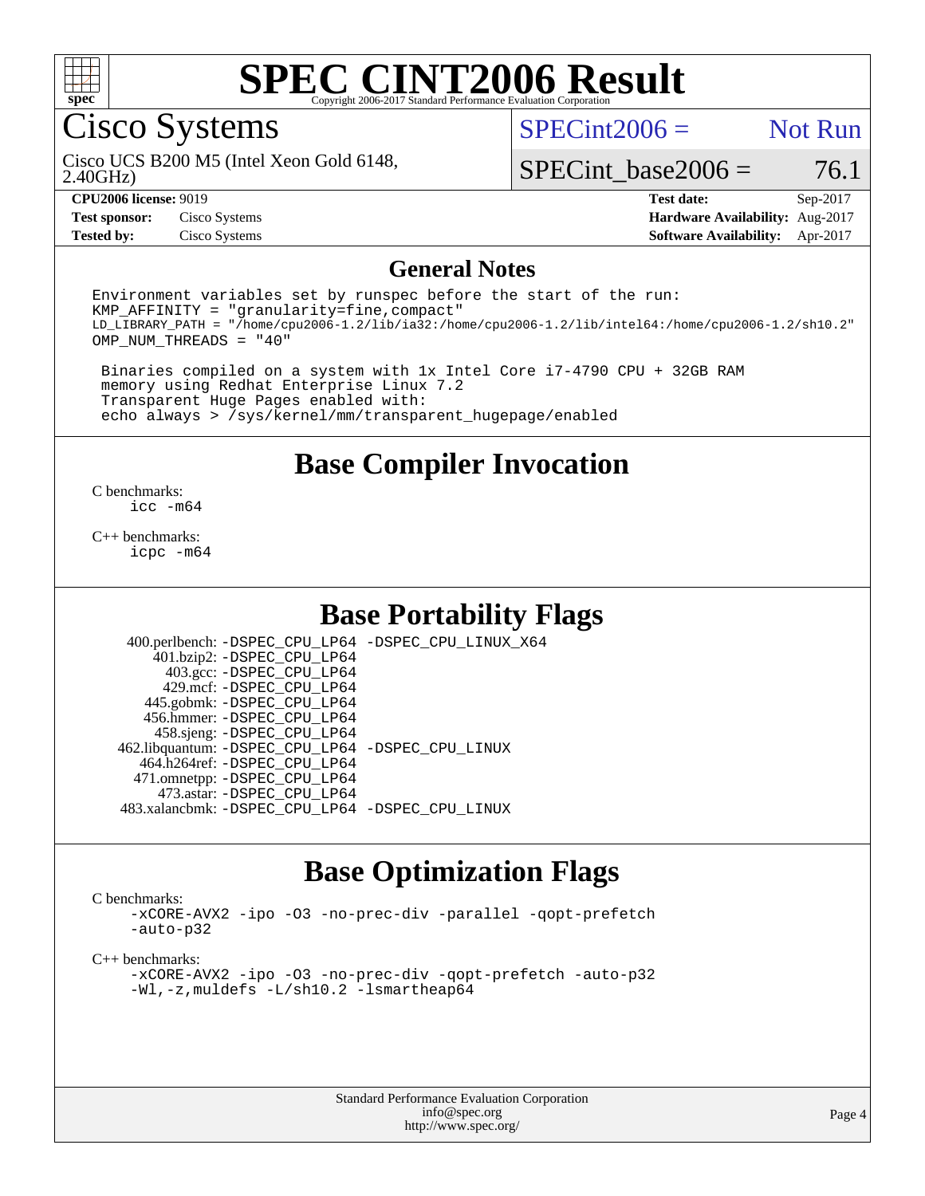# SPEC CINT2006 Result

Copyright 2006-2017 Standard Performance Evaluation Corporation

## Cisco Systems

Cisco UCS B200 M5 (Intel Xeon Gold 6148, 2.40GHz)

SPECint2006 = Not Run

SPECint_base2006 = 76.1

| | | | |
|---|---|---|---|
| **CPU2006 license:** 9019 | | **Test date:** | Sep-2017 |
| **Test sponsor:** | Cisco Systems | **Hardware Availability:** | Aug-2017 |
| **Tested by:** | Cisco Systems | **Software Availability:** | Apr-2017 |

## General Notes

```
Environment variables set by runspec before the start of the run:
KMP_AFFINITY = "granularity=fine,compact"
LD_LIBRARY_PATH = "/home/cpu2006-1.2/lib/ia32:/home/cpu2006-1.2/lib/intel64:/home/cpu2006-1.2/sh10.2"
OMP_NUM_THREADS = "40"

 Binaries compiled on a system with 1x Intel Core i7-4790 CPU + 32GB RAM
 memory using Redhat Enterprise Linux 7.2
 Transparent Huge Pages enabled with:
 echo always > /sys/kernel/mm/transparent_hugepage/enabled
```

## Base Compiler Invocation

C benchmarks:
```
icc -m64
```

C++ benchmarks:
```
icpc -m64
```

## Base Portability Flags

| | |
|---|---|
| 400.perlbench: | -DSPEC_CPU_LP64 -DSPEC_CPU_LINUX_X64 |
| 401.bzip2: | -DSPEC_CPU_LP64 |
| 403.gcc: | -DSPEC_CPU_LP64 |
| 429.mcf: | -DSPEC_CPU_LP64 |
| 445.gobmk: | -DSPEC_CPU_LP64 |
| 456.hmmer: | -DSPEC_CPU_LP64 |
| 458.sjeng: | -DSPEC_CPU_LP64 |
| 462.libquantum: | -DSPEC_CPU_LP64 -DSPEC_CPU_LINUX |
| 464.h264ref: | -DSPEC_CPU_LP64 |
| 471.omnetpp: | -DSPEC_CPU_LP64 |
| 473.astar: | -DSPEC_CPU_LP64 |
| 483.xalancbmk: | -DSPEC_CPU_LP64 -DSPEC_CPU_LINUX |

## Base Optimization Flags

C benchmarks:
```
-xCORE-AVX2 -ipo -O3 -no-prec-div -parallel -qopt-prefetch
-auto-p32
```

C++ benchmarks:
```
-xCORE-AVX2 -ipo -O3 -no-prec-div -qopt-prefetch -auto-p32
-Wl,-z,muldefs -L/sh10.2 -lsmartheap64
```

Standard Performance Evaluation Corporation
info@spec.org
http://www.spec.org/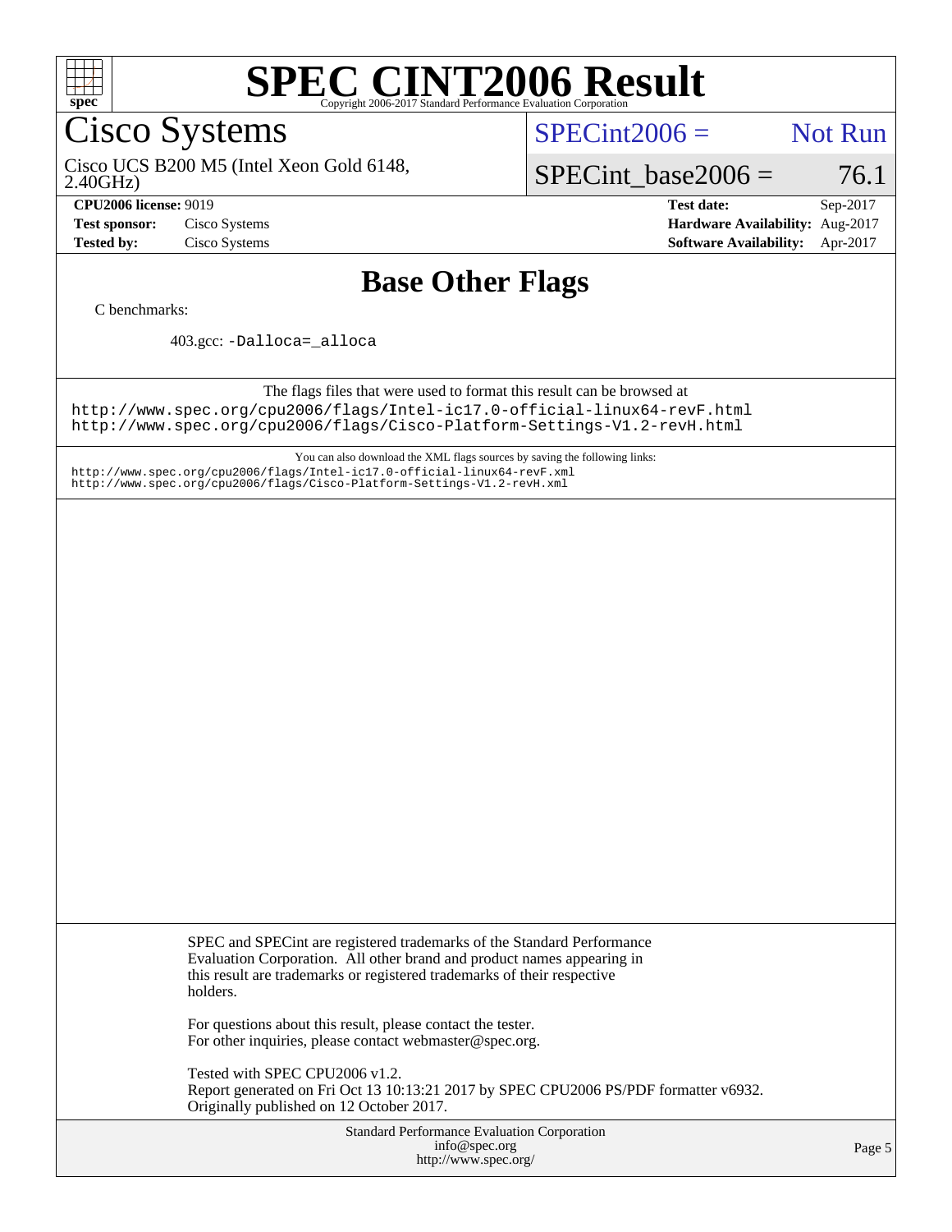# SPEC CINT2006 Result

Copyright 2006-2017 Standard Performance Evaluation Corporation

## Cisco Systems

Cisco UCS B200 M5 (Intel Xeon Gold 6148, 2.40GHz)

SPECint2006 = Not Run

SPECint_base2006 = 76.1

| | | | |
|---|---|---|---|
| **CPU2006 license:** | 9019 | **Test date:** | Sep-2017 |
| **Test sponsor:** | Cisco Systems | **Hardware Availability:** | Aug-2017 |
| **Tested by:** | Cisco Systems | **Software Availability:** | Apr-2017 |

## Base Other Flags

C benchmarks:

403.gcc: `-Dalloca=_alloca`

The flags files that were used to format this result can be browsed at

http://www.spec.org/cpu2006/flags/Intel-ic17.0-official-linux64-revF.html
http://www.spec.org/cpu2006/flags/Cisco-Platform-Settings-V1.2-revH.html

You can also download the XML flags sources by saving the following links:

http://www.spec.org/cpu2006/flags/Intel-ic17.0-official-linux64-revF.xml
http://www.spec.org/cpu2006/flags/Cisco-Platform-Settings-V1.2-revH.xml

SPEC and SPECint are registered trademarks of the Standard Performance Evaluation Corporation. All other brand and product names appearing in this result are trademarks or registered trademarks of their respective holders.

For questions about this result, please contact the tester.
For other inquiries, please contact webmaster@spec.org.

Tested with SPEC CPU2006 v1.2.
Report generated on Fri Oct 13 10:13:21 2017 by SPEC CPU2006 PS/PDF formatter v6932.
Originally published on 12 October 2017.

Standard Performance Evaluation Corporation
info@spec.org
http://www.spec.org/